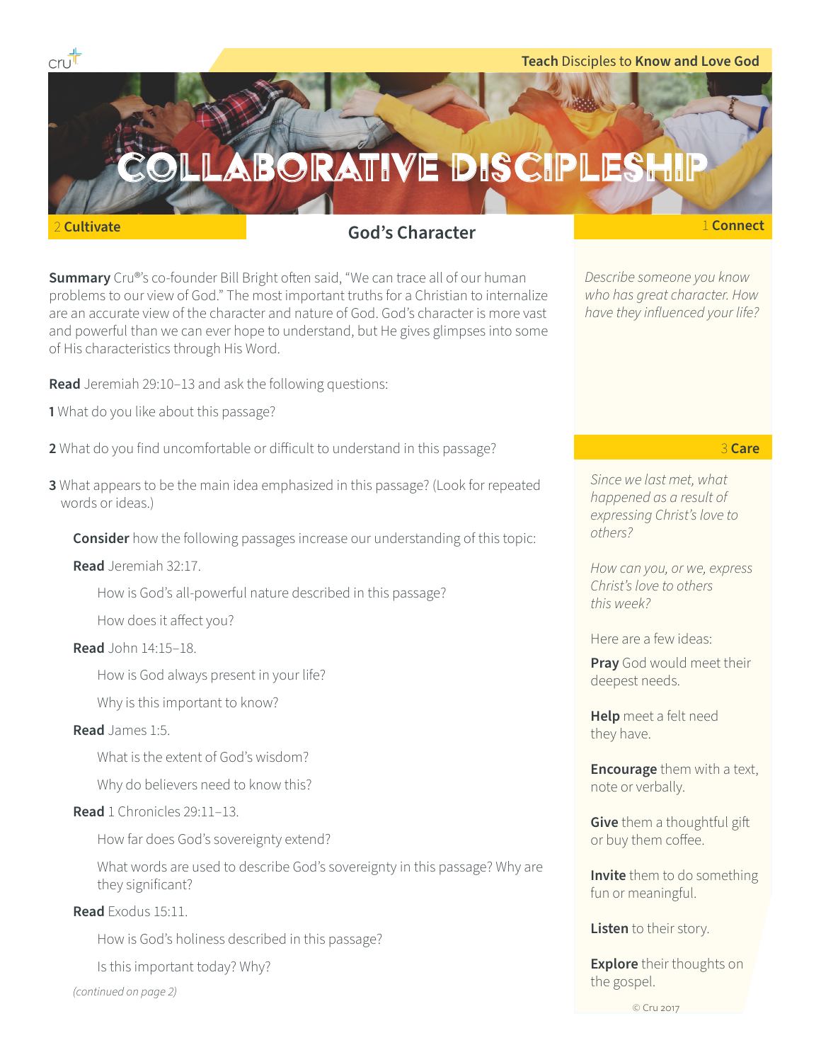Teach Disciples to Know and Love God

# COLLABORATIVE DISCIPLESHIP

## God's Character

### 1 Connect

*Describe someone you know who has great character. How have they influenced your life?*

### 2 Cultivate

**Summary** Cru®'s co-founder Bill Bright often said, "We can trace all of our human problems to our view of God." The most important truths for a Christian to internalize are an accurate view of the character and nature of God. God's character is more vast and powerful than we can ever hope to understand, but He gives glimpses into some of His characteristics through His Word.

**Read** Jeremiah 29:10–13 and ask the following questions:

**1** What do you like about this passage?

**2** What do you find uncomfortable or difficult to understand in this passage?

**3** What appears to be the main idea emphasized in this passage? (Look for repeated words or ideas.)

**Consider** how the following passages increase our understanding of this topic:

**Read** Jeremiah 32:17.

How is God's all-powerful nature described in this passage?

How does it affect you?

**Read** John 14:15–18.

How is God always present in your life?

Why is this important to know?

**Read** James 1:5.

What is the extent of God's wisdom?

Why do believers need to know this?

**Read** 1 Chronicles 29:11–13.

How far does God's sovereignty extend?

What words are used to describe God's sovereignty in this passage? Why are they significant?

**Read** Exodus 15:11.

How is God's holiness described in this passage?

Is this important today? Why?

*(continued on page 2)*

### 3 Care

*Since we last met, what happened as a result of expressing Christ's love to others?*

*How can you, or we, express Christ's love to others this week?*

Here are a few ideas:

**Pray** God would meet their deepest needs.

**Help** meet a felt need they have.

**Encourage** them with a text, note or verbally.

**Give** them a thoughtful gift or buy them coffee.

**Invite** them to do something fun or meaningful.

**Listen** to their story.

**Explore** their thoughts on the gospel.

© Cru 2017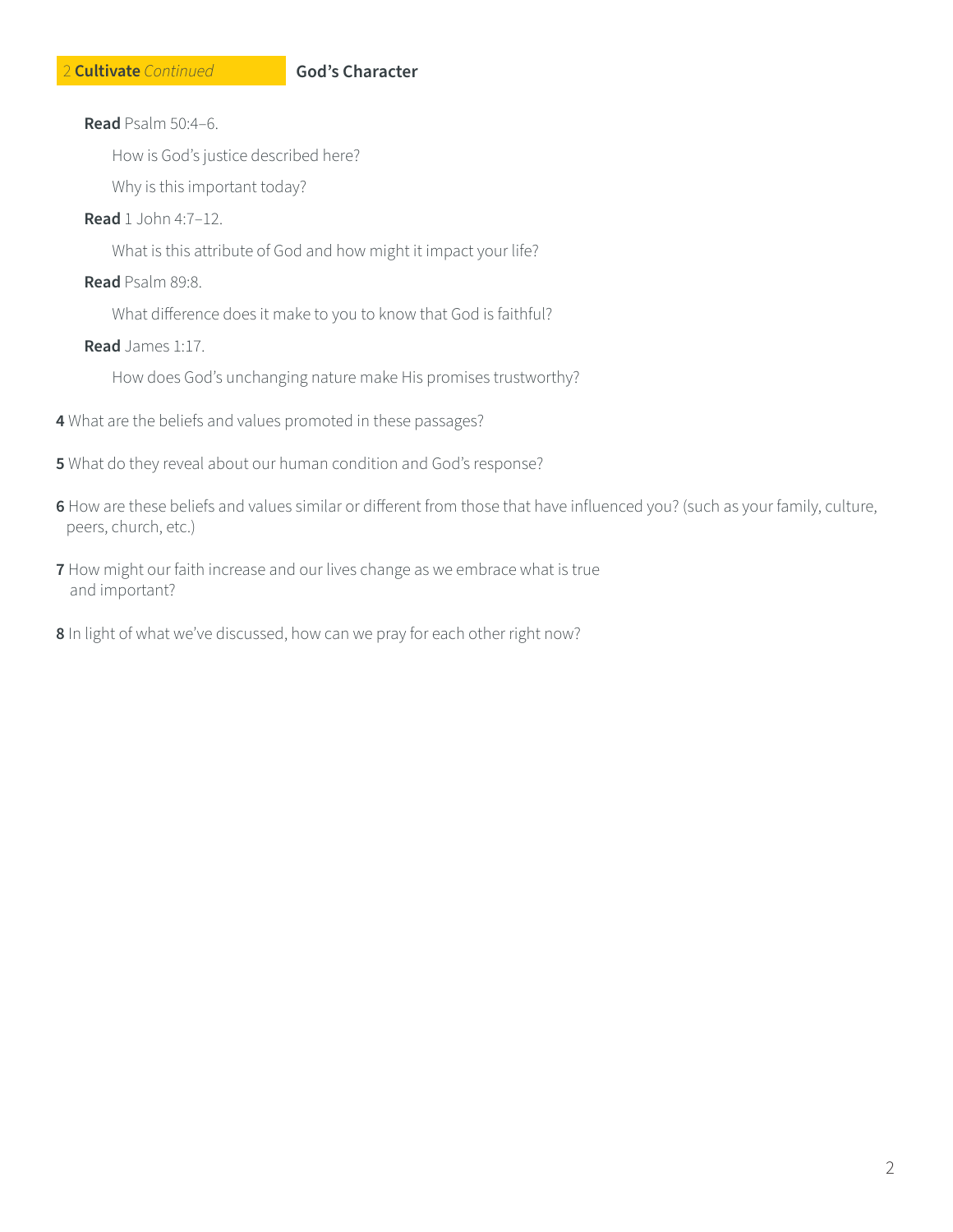2 **Cultivate** *Continued* **God's Character**

**Read** Psalm 50:4–6.

How is God's justice described here?

Why is this important today?

**Read** 1 John 4:7–12.

What is this attribute of God and how might it impact your life?

**Read** Psalm 89:8.

What difference does it make to you to know that God is faithful?

**Read** James 1:17.

How does God's unchanging nature make His promises trustworthy?

**4** What are the beliefs and values promoted in these passages?

**5** What do they reveal about our human condition and God's response?

**6** How are these beliefs and values similar or different from those that have influenced you? (such as your family, culture, peers, church, etc.)

**7** How might our faith increase and our lives change as we embrace what is true and important?

**8** In light of what we've discussed, how can we pray for each other right now?